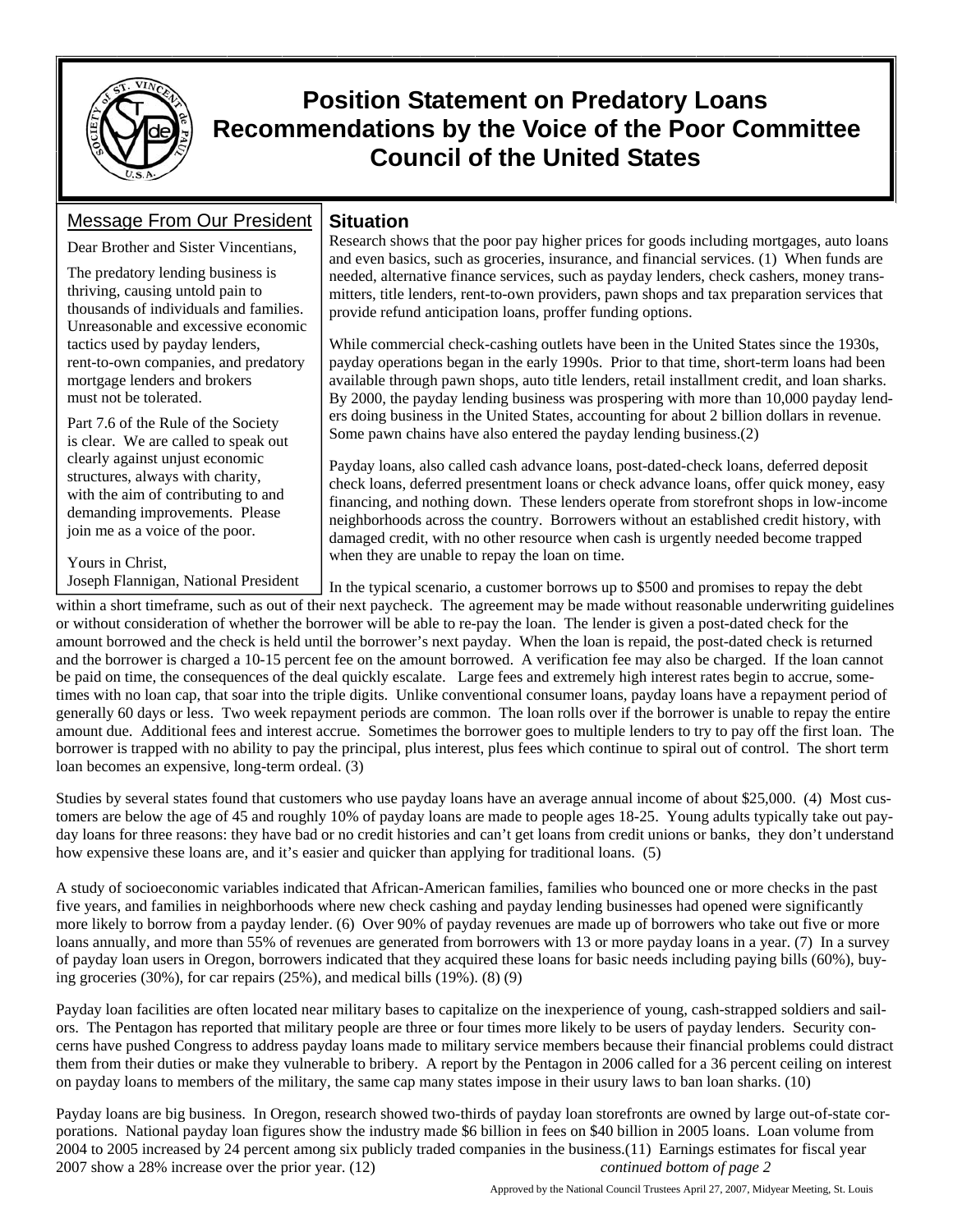# Position Statement on Predatory Loans
# Recommendations by the Voice of the Poor Committee
# Council of the United States

## Message From Our President

Dear Brother and Sister Vincentians,

The predatory lending business is thriving, causing untold pain to thousands of individuals and families. Unreasonable and excessive economic tactics used by payday lenders, rent-to-own companies, and predatory mortgage lenders and brokers must not be tolerated.

Part 7.6 of the Rule of the Society is clear. We are called to speak out clearly against unjust economic structures, always with charity, with the aim of contributing to and demanding improvements. Please join me as a voice of the poor.

Yours in Christ,
Joseph Flannigan, National President

## Situation

Research shows that the poor pay higher prices for goods including mortgages, auto loans and even basics, such as groceries, insurance, and financial services. (1) When funds are needed, alternative finance services, such as payday lenders, check cashers, money transmitters, title lenders, rent-to-own providers, pawn shops and tax preparation services that provide refund anticipation loans, proffer funding options.

While commercial check-cashing outlets have been in the United States since the 1930s, payday operations began in the early 1990s. Prior to that time, short-term loans had been available through pawn shops, auto title lenders, retail installment credit, and loan sharks. By 2000, the payday lending business was prospering with more than 10,000 payday lenders doing business in the United States, accounting for about 2 billion dollars in revenue. Some pawn chains have also entered the payday lending business.(2)

Payday loans, also called cash advance loans, post-dated-check loans, deferred deposit check loans, deferred presentment loans or check advance loans, offer quick money, easy financing, and nothing down. These lenders operate from storefront shops in low-income neighborhoods across the country. Borrowers without an established credit history, with damaged credit, with no other resource when cash is urgently needed become trapped when they are unable to repay the loan on time.

In the typical scenario, a customer borrows up to $500 and promises to repay the debt within a short timeframe, such as out of their next paycheck. The agreement may be made without reasonable underwriting guidelines or without consideration of whether the borrower will be able to re-pay the loan. The lender is given a post-dated check for the amount borrowed and the check is held until the borrower's next payday. When the loan is repaid, the post-dated check is returned and the borrower is charged a 10-15 percent fee on the amount borrowed. A verification fee may also be charged. If the loan cannot be paid on time, the consequences of the deal quickly escalate. Large fees and extremely high interest rates begin to accrue, sometimes with no loan cap, that soar into the triple digits. Unlike conventional consumer loans, payday loans have a repayment period of generally 60 days or less. Two week repayment periods are common. The loan rolls over if the borrower is unable to repay the entire amount due. Additional fees and interest accrue. Sometimes the borrower goes to multiple lenders to try to pay off the first loan. The borrower is trapped with no ability to pay the principal, plus interest, plus fees which continue to spiral out of control. The short term loan becomes an expensive, long-term ordeal. (3)

Studies by several states found that customers who use payday loans have an average annual income of about $25,000. (4) Most customers are below the age of 45 and roughly 10% of payday loans are made to people ages 18-25. Young adults typically take out payday loans for three reasons: they have bad or no credit histories and can't get loans from credit unions or banks, they don't understand how expensive these loans are, and it's easier and quicker than applying for traditional loans. (5)

A study of socioeconomic variables indicated that African-American families, families who bounced one or more checks in the past five years, and families in neighborhoods where new check cashing and payday lending businesses had opened were significantly more likely to borrow from a payday lender. (6) Over 90% of payday revenues are made up of borrowers who take out five or more loans annually, and more than 55% of revenues are generated from borrowers with 13 or more payday loans in a year. (7) In a survey of payday loan users in Oregon, borrowers indicated that they acquired these loans for basic needs including paying bills (60%), buying groceries (30%), for car repairs (25%), and medical bills (19%). (8) (9)

Payday loan facilities are often located near military bases to capitalize on the inexperience of young, cash-strapped soldiers and sailors. The Pentagon has reported that military people are three or four times more likely to be users of payday lenders. Security concerns have pushed Congress to address payday loans made to military service members because their financial problems could distract them from their duties or make they vulnerable to bribery. A report by the Pentagon in 2006 called for a 36 percent ceiling on interest on payday loans to members of the military, the same cap many states impose in their usury laws to ban loan sharks. (10)

Payday loans are big business. In Oregon, research showed two-thirds of payday loan storefronts are owned by large out-of-state corporations. National payday loan figures show the industry made $6 billion in fees on $40 billion in 2005 loans. Loan volume from 2004 to 2005 increased by 24 percent among six publicly traded companies in the business.(11) Earnings estimates for fiscal year 2007 show a 28% increase over the prior year. (12) *continued bottom of page 2*

Approved by the National Council Trustees April 27, 2007, Midyear Meeting, St. Louis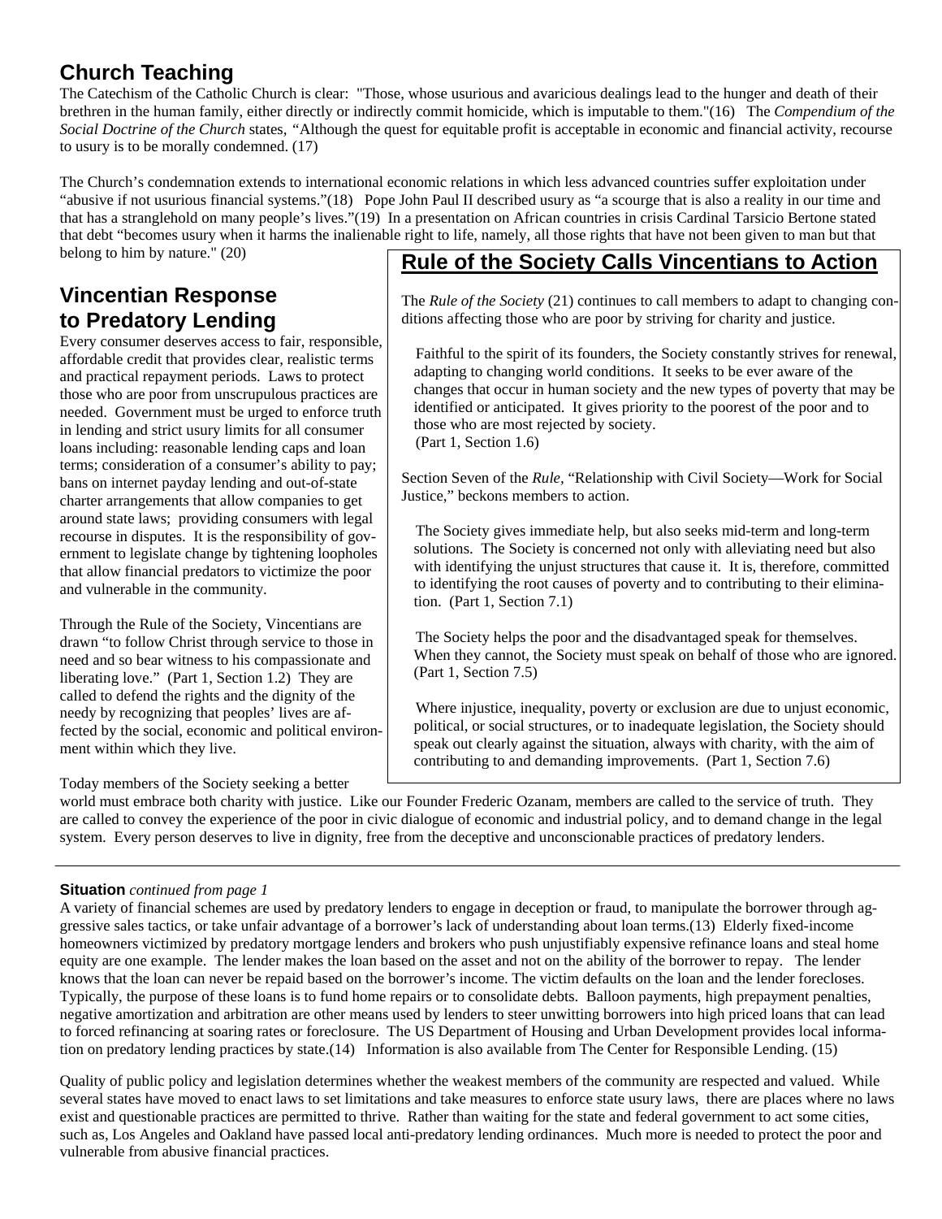## Church Teaching

The Catechism of the Catholic Church is clear: "Those, whose usurious and avaricious dealings lead to the hunger and death of their brethren in the human family, either directly or indirectly commit homicide, which is imputable to them."(16) The *Compendium of the Social Doctrine of the Church* states, "Although the quest for equitable profit is acceptable in economic and financial activity, recourse to usury is to be morally condemned. (17)

The Church's condemnation extends to international economic relations in which less advanced countries suffer exploitation under "abusive if not usurious financial systems."(18) Pope John Paul II described usury as "a scourge that is also a reality in our time and that has a stranglehold on many people's lives."(19) In a presentation on African countries in crisis Cardinal Tarsicio Bertone stated that debt "becomes usury when it harms the inalienable right to life, namely, all those rights that have not been given to man but that belong to him by nature." (20)

## Vincentian Response to Predatory Lending

Every consumer deserves access to fair, responsible, affordable credit that provides clear, realistic terms and practical repayment periods. Laws to protect those who are poor from unscrupulous practices are needed. Government must be urged to enforce truth in lending and strict usury limits for all consumer loans including: reasonable lending caps and loan terms; consideration of a consumer's ability to pay; bans on internet payday lending and out-of-state charter arrangements that allow companies to get around state laws; providing consumers with legal recourse in disputes. It is the responsibility of government to legislate change by tightening loopholes that allow financial predators to victimize the poor and vulnerable in the community.

Through the Rule of the Society, Vincentians are drawn "to follow Christ through service to those in need and so bear witness to his compassionate and liberating love." (Part 1, Section 1.2) They are called to defend the rights and the dignity of the needy by recognizing that peoples' lives are affected by the social, economic and political environment within which they live.

Today members of the Society seeking a better world must embrace both charity with justice. Like our Founder Frederic Ozanam, members are called to the service of truth. They are called to convey the experience of the poor in civic dialogue of economic and industrial policy, and to demand change in the legal system. Every person deserves to live in dignity, free from the deceptive and unconscionable practices of predatory lenders.

## Rule of the Society Calls Vincentians to Action

The *Rule of the Society* (21) continues to call members to adapt to changing conditions affecting those who are poor by striving for charity and justice.

> Faithful to the spirit of its founders, the Society constantly strives for renewal, adapting to changing world conditions. It seeks to be ever aware of the changes that occur in human society and the new types of poverty that may be identified or anticipated. It gives priority to the poorest of the poor and to those who are most rejected by society.
> (Part 1, Section 1.6)

Section Seven of the *Rule,* "Relationship with Civil Society—Work for Social Justice," beckons members to action.

> The Society gives immediate help, but also seeks mid-term and long-term solutions. The Society is concerned not only with alleviating need but also with identifying the unjust structures that cause it. It is, therefore, committed to identifying the root causes of poverty and to contributing to their elimination. (Part 1, Section 7.1)

> The Society helps the poor and the disadvantaged speak for themselves. When they cannot, the Society must speak on behalf of those who are ignored. (Part 1, Section 7.5)

> Where injustice, inequality, poverty or exclusion are due to unjust economic, political, or social structures, or to inadequate legislation, the Society should speak out clearly against the situation, always with charity, with the aim of contributing to and demanding improvements. (Part 1, Section 7.6)

---

**Situation** *continued from page 1*

A variety of financial schemes are used by predatory lenders to engage in deception or fraud, to manipulate the borrower through aggressive sales tactics, or take unfair advantage of a borrower's lack of understanding about loan terms.(13) Elderly fixed-income homeowners victimized by predatory mortgage lenders and brokers who push unjustifiably expensive refinance loans and steal home equity are one example. The lender makes the loan based on the asset and not on the ability of the borrower to repay. The lender knows that the loan can never be repaid based on the borrower's income. The victim defaults on the loan and the lender forecloses. Typically, the purpose of these loans is to fund home repairs or to consolidate debts. Balloon payments, high prepayment penalties, negative amortization and arbitration are other means used by lenders to steer unwitting borrowers into high priced loans that can lead to forced refinancing at soaring rates or foreclosure. The US Department of Housing and Urban Development provides local information on predatory lending practices by state.(14) Information is also available from The Center for Responsible Lending. (15)

Quality of public policy and legislation determines whether the weakest members of the community are respected and valued. While several states have moved to enact laws to set limitations and take measures to enforce state usury laws, there are places where no laws exist and questionable practices are permitted to thrive. Rather than waiting for the state and federal government to act some cities, such as, Los Angeles and Oakland have passed local anti-predatory lending ordinances. Much more is needed to protect the poor and vulnerable from abusive financial practices.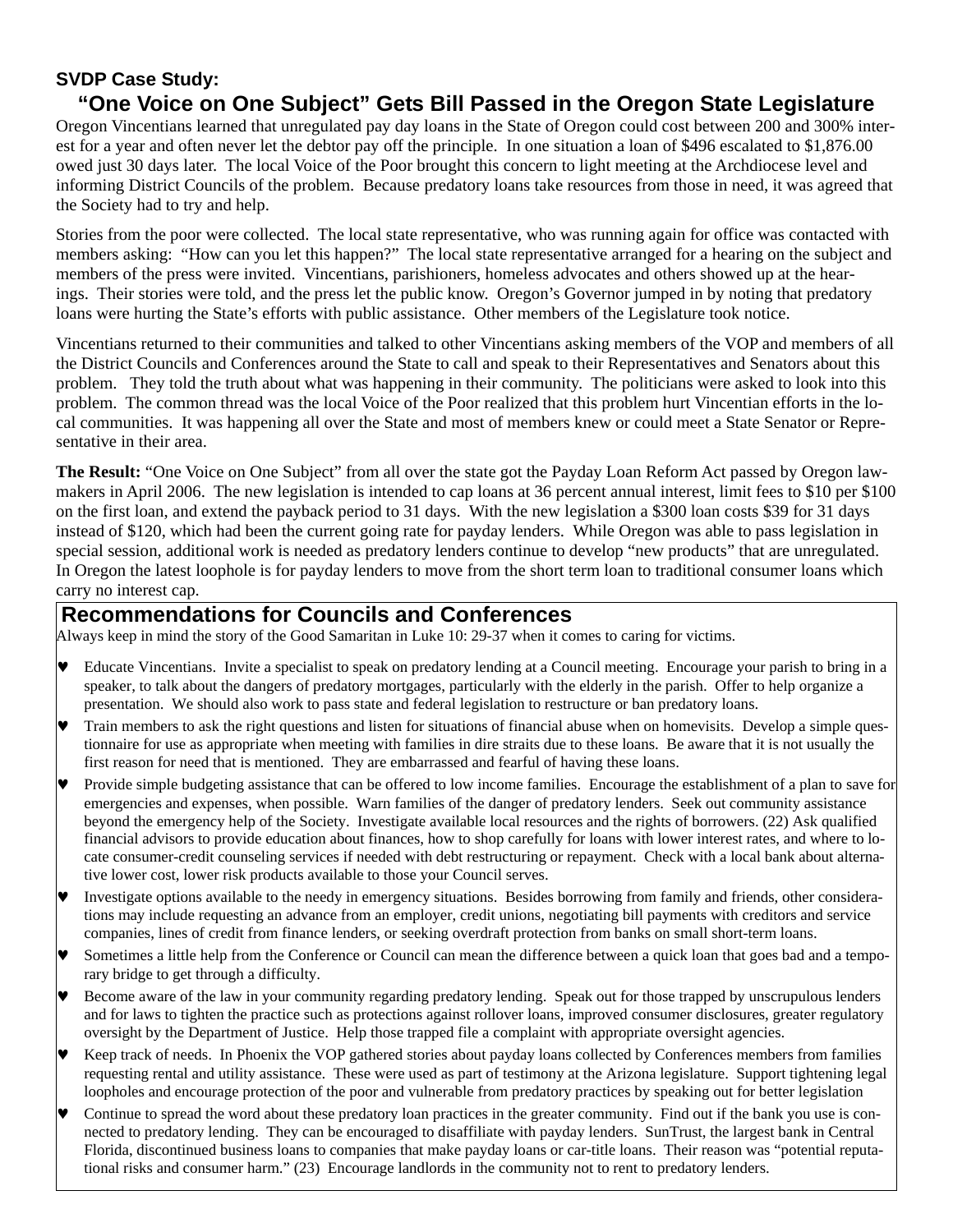**SVDP Case Study:**

## "One Voice on One Subject" Gets Bill Passed in the Oregon State Legislature

Oregon Vincentians learned that unregulated pay day loans in the State of Oregon could cost between 200 and 300% interest for a year and often never let the debtor pay off the principle. In one situation a loan of $496 escalated to $1,876.00 owed just 30 days later. The local Voice of the Poor brought this concern to light meeting at the Archdiocese level and informing District Councils of the problem. Because predatory loans take resources from those in need, it was agreed that the Society had to try and help.

Stories from the poor were collected. The local state representative, who was running again for office was contacted with members asking: "How can you let this happen?" The local state representative arranged for a hearing on the subject and members of the press were invited. Vincentians, parishioners, homeless advocates and others showed up at the hearings. Their stories were told, and the press let the public know. Oregon's Governor jumped in by noting that predatory loans were hurting the State's efforts with public assistance. Other members of the Legislature took notice.

Vincentians returned to their communities and talked to other Vincentians asking members of the VOP and members of all the District Councils and Conferences around the State to call and speak to their Representatives and Senators about this problem. They told the truth about what was happening in their community. The politicians were asked to look into this problem. The common thread was the local Voice of the Poor realized that this problem hurt Vincentian efforts in the local communities. It was happening all over the State and most of members knew or could meet a State Senator or Representative in their area.

**The Result:** "One Voice on One Subject" from all over the state got the Payday Loan Reform Act passed by Oregon lawmakers in April 2006. The new legislation is intended to cap loans at 36 percent annual interest, limit fees to $10 per $100 on the first loan, and extend the payback period to 31 days. With the new legislation a $300 loan costs $39 for 31 days instead of $120, which had been the current going rate for payday lenders. While Oregon was able to pass legislation in special session, additional work is needed as predatory lenders continue to develop "new products" that are unregulated. In Oregon the latest loophole is for payday lenders to move from the short term loan to traditional consumer loans which carry no interest cap.

## Recommendations for Councils and Conferences

Always keep in mind the story of the Good Samaritan in Luke 10: 29-37 when it comes to caring for victims.

- Educate Vincentians. Invite a specialist to speak on predatory lending at a Council meeting. Encourage your parish to bring in a speaker, to talk about the dangers of predatory mortgages, particularly with the elderly in the parish. Offer to help organize a presentation. We should also work to pass state and federal legislation to restructure or ban predatory loans.
- Train members to ask the right questions and listen for situations of financial abuse when on homevisits. Develop a simple questionnaire for use as appropriate when meeting with families in dire straits due to these loans. Be aware that it is not usually the first reason for need that is mentioned. They are embarrassed and fearful of having these loans.
- Provide simple budgeting assistance that can be offered to low income families. Encourage the establishment of a plan to save for emergencies and expenses, when possible. Warn families of the danger of predatory lenders. Seek out community assistance beyond the emergency help of the Society. Investigate available local resources and the rights of borrowers. (22) Ask qualified financial advisors to provide education about finances, how to shop carefully for loans with lower interest rates, and where to locate consumer-credit counseling services if needed with debt restructuring or repayment. Check with a local bank about alternative lower cost, lower risk products available to those your Council serves.
- Investigate options available to the needy in emergency situations. Besides borrowing from family and friends, other considerations may include requesting an advance from an employer, credit unions, negotiating bill payments with creditors and service companies, lines of credit from finance lenders, or seeking overdraft protection from banks on small short-term loans.
- Sometimes a little help from the Conference or Council can mean the difference between a quick loan that goes bad and a temporary bridge to get through a difficulty.
- Become aware of the law in your community regarding predatory lending. Speak out for those trapped by unscrupulous lenders and for laws to tighten the practice such as protections against rollover loans, improved consumer disclosures, greater regulatory oversight by the Department of Justice. Help those trapped file a complaint with appropriate oversight agencies.
- Keep track of needs. In Phoenix the VOP gathered stories about payday loans collected by Conferences members from families requesting rental and utility assistance. These were used as part of testimony at the Arizona legislature. Support tightening legal loopholes and encourage protection of the poor and vulnerable from predatory practices by speaking out for better legislation
- Continue to spread the word about these predatory loan practices in the greater community. Find out if the bank you use is connected to predatory lending. They can be encouraged to disaffiliate with payday lenders. SunTrust, the largest bank in Central Florida, discontinued business loans to companies that make payday loans or car-title loans. Their reason was "potential reputational risks and consumer harm." (23) Encourage landlords in the community not to rent to predatory lenders.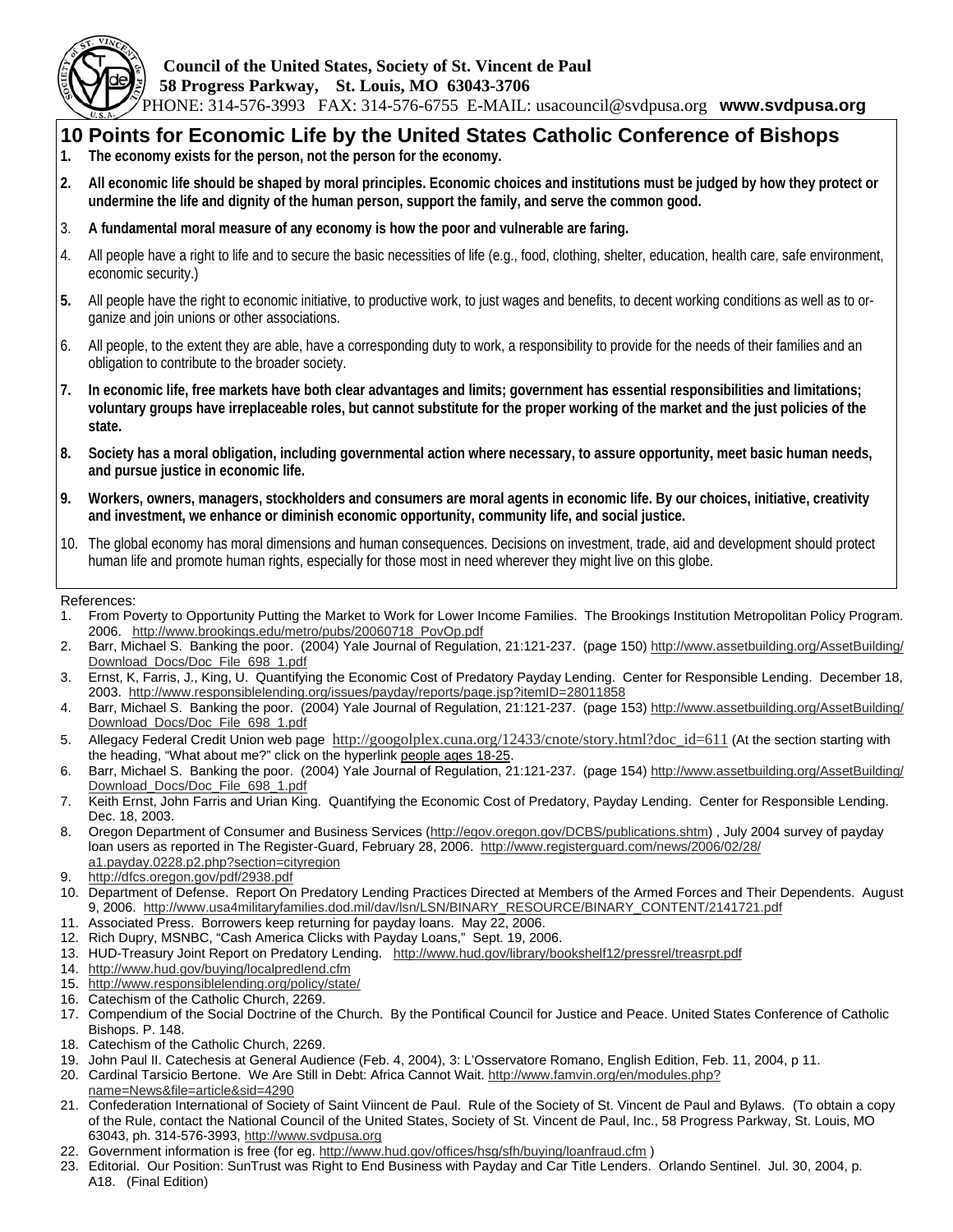**Council of the United States, Society of St. Vincent de Paul**
**58 Progress Parkway, St. Louis, MO 63043-3706**
PHONE: 314-576-3993 FAX: 314-576-6755 E-MAIL: usacouncil@svdpusa.org **www.svdpusa.org**

## 10 Points for Economic Life by the United States Catholic Conference of Bishops

1. **The economy exists for the person, not the person for the economy.**
2. **All economic life should be shaped by moral principles. Economic choices and institutions must be judged by how they protect or undermine the life and dignity of the human person, support the family, and serve the common good.**
3. **A fundamental moral measure of any economy is how the poor and vulnerable are faring.**
4. All people have a right to life and to secure the basic necessities of life (e.g., food, clothing, shelter, education, health care, safe environment, economic security.)
5. All people have the right to economic initiative, to productive work, to just wages and benefits, to decent working conditions as well as to organize and join unions or other associations.
6. All people, to the extent they are able, have a corresponding duty to work, a responsibility to provide for the needs of their families and an obligation to contribute to the broader society.
7. **In economic life, free markets have both clear advantages and limits; government has essential responsibilities and limitations; voluntary groups have irreplaceable roles, but cannot substitute for the proper working of the market and the just policies of the state.**
8. **Society has a moral obligation, including governmental action where necessary, to assure opportunity, meet basic human needs, and pursue justice in economic life.**
9. **Workers, owners, managers, stockholders and consumers are moral agents in economic life. By our choices, initiative, creativity and investment, we enhance or diminish economic opportunity, community life, and social justice.**
10. The global economy has moral dimensions and human consequences. Decisions on investment, trade, aid and development should protect human life and promote human rights, especially for those most in need wherever they might live on this globe.

References:

1. From Poverty to Opportunity Putting the Market to Work for Lower Income Families. The Brookings Institution Metropolitan Policy Program. 2006. http://www.brookings.edu/metro/pubs/20060718_PovOp.pdf
2. Barr, Michael S. Banking the poor. (2004) Yale Journal of Regulation, 21:121-237. (page 150) http://www.assetbuilding.org/AssetBuilding/Download_Docs/Doc_File_698_1.pdf
3. Ernst, K, Farris, J., King, U. Quantifying the Economic Cost of Predatory Payday Lending. Center for Responsible Lending. December 18, 2003. http://www.responsiblelending.org/issues/payday/reports/page.jsp?itemID=28011858
4. Barr, Michael S. Banking the poor. (2004) Yale Journal of Regulation, 21:121-237. (page 153) http://www.assetbuilding.org/AssetBuilding/Download_Docs/Doc_File_698_1.pdf
5. Allegacy Federal Credit Union web page http://googolplex.cuna.org/12433/cnote/story.html?doc_id=611 (At the section starting with the heading, "What about me?" click on the hyperlink people ages 18-25.
6. Barr, Michael S. Banking the poor. (2004) Yale Journal of Regulation, 21:121-237. (page 154) http://www.assetbuilding.org/AssetBuilding/Download_Docs/Doc_File_698_1.pdf
7. Keith Ernst, John Farris and Urian King. Quantifying the Economic Cost of Predatory, Payday Lending. Center for Responsible Lending. Dec. 18, 2003.
8. Oregon Department of Consumer and Business Services (http://egov.oregon.gov/DCBS/publications.shtm) , July 2004 survey of payday loan users as reported in The Register-Guard, February 28, 2006. http://www.registerguard.com/news/2006/02/28/a1.payday.0228.p2.php?section=cityregion
9. http://dfcs.oregon.gov/pdf/2938.pdf
10. Department of Defense. Report On Predatory Lending Practices Directed at Members of the Armed Forces and Their Dependents. August 9, 2006. http://www.usa4militaryfamilies.dod.mil/dav/lsn/LSN/BINARY_RESOURCE/BINARY_CONTENT/2141721.pdf
11. Associated Press. Borrowers keep returning for payday loans. May 22, 2006.
12. Rich Dupry, MSNBC, "Cash America Clicks with Payday Loans," Sept. 19, 2006.
13. HUD-Treasury Joint Report on Predatory Lending. http://www.hud.gov/library/bookshelf12/pressrel/treasrpt.pdf
14. http://www.hud.gov/buying/localpredlend.cfm
15. http://www.responsiblelending.org/policy/state/
16. Catechism of the Catholic Church, 2269.
17. Compendium of the Social Doctrine of the Church. By the Pontifical Council for Justice and Peace. United States Conference of Catholic Bishops. P. 148.
18. Catechism of the Catholic Church, 2269.
19. John Paul II. Catechesis at General Audience (Feb. 4, 2004), 3: L'Osservatore Romano, English Edition, Feb. 11, 2004, p 11.
20. Cardinal Tarsicio Bertone. We Are Still in Debt: Africa Cannot Wait. http://www.famvin.org/en/modules.php?name=News&file=article&sid=4290
21. Confederation International of Society of Saint Viincent de Paul. Rule of the Society of St. Vincent de Paul and Bylaws. (To obtain a copy of the Rule, contact the National Council of the United States, Society of St. Vincent de Paul, Inc., 58 Progress Parkway, St. Louis, MO 63043, ph. 314-576-3993, http://www.svdpusa.org
22. Government information is free (for eg. http://www.hud.gov/offices/hsg/sfh/buying/loanfraud.cfm )
23. Editorial. Our Position: SunTrust was Right to End Business with Payday and Car Title Lenders. Orlando Sentinel. Jul. 30, 2004, p. A18. (Final Edition)